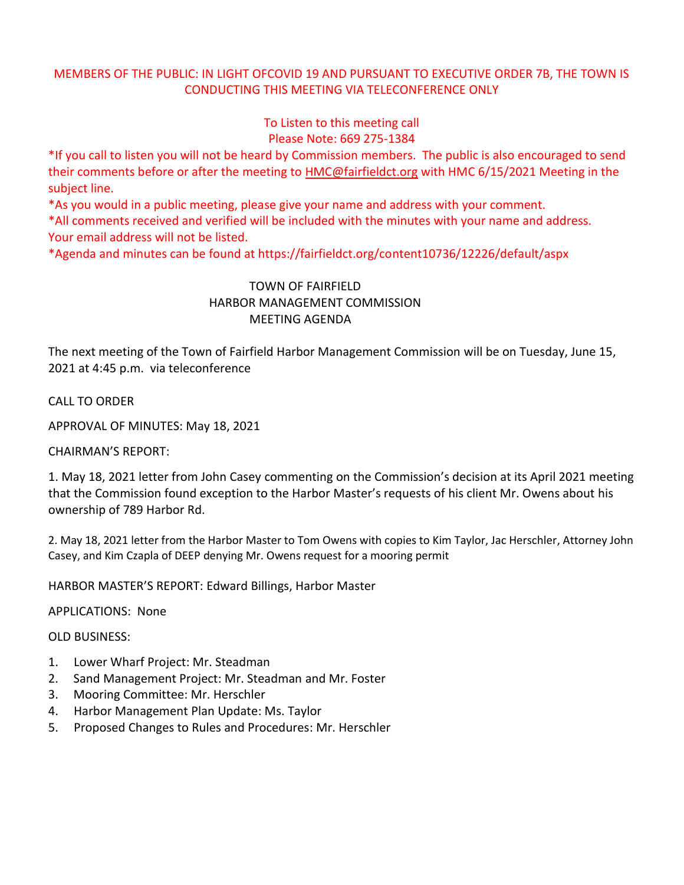MEMBERS OF THE PUBLIC: IN LIGHT OFCOVID 19 AND PURSUANT TO EXECUTIVE ORDER 7B, THE TOWN IS CONDUCTING THIS MEETING VIA TELECONFERENCE ONLY

To Listen to this meeting call
Please Note: 669 275-1384

*If you call to listen you will not be heard by Commission members. The public is also encouraged to send their comments before or after the meeting to HMC@fairfieldct.org with HMC 6/15/2021 Meeting in the subject line.

*As you would in a public meeting, please give your name and address with your comment.

*All comments received and verified will be included with the minutes with your name and address. Your email address will not be listed.

*Agenda and minutes can be found at https://fairfieldct.org/content10736/12226/default/aspx

# TOWN OF FAIRFIELD
# HARBOR MANAGEMENT COMMISSION
# MEETING AGENDA

The next meeting of the Town of Fairfield Harbor Management Commission will be on Tuesday, June 15, 2021 at 4:45 p.m. via teleconference

CALL TO ORDER

APPROVAL OF MINUTES: May 18, 2021

CHAIRMAN'S REPORT:

1. May 18, 2021 letter from John Casey commenting on the Commission's decision at its April 2021 meeting that the Commission found exception to the Harbor Master's requests of his client Mr. Owens about his ownership of 789 Harbor Rd.

2. May 18, 2021 letter from the Harbor Master to Tom Owens with copies to Kim Taylor, Jac Herschler, Attorney John Casey, and Kim Czapla of DEEP denying Mr. Owens request for a mooring permit

HARBOR MASTER'S REPORT: Edward Billings, Harbor Master

APPLICATIONS: None

OLD BUSINESS:

1. Lower Wharf Project: Mr. Steadman
2. Sand Management Project: Mr. Steadman and Mr. Foster
3. Mooring Committee: Mr. Herschler
4. Harbor Management Plan Update: Ms. Taylor
5. Proposed Changes to Rules and Procedures: Mr. Herschler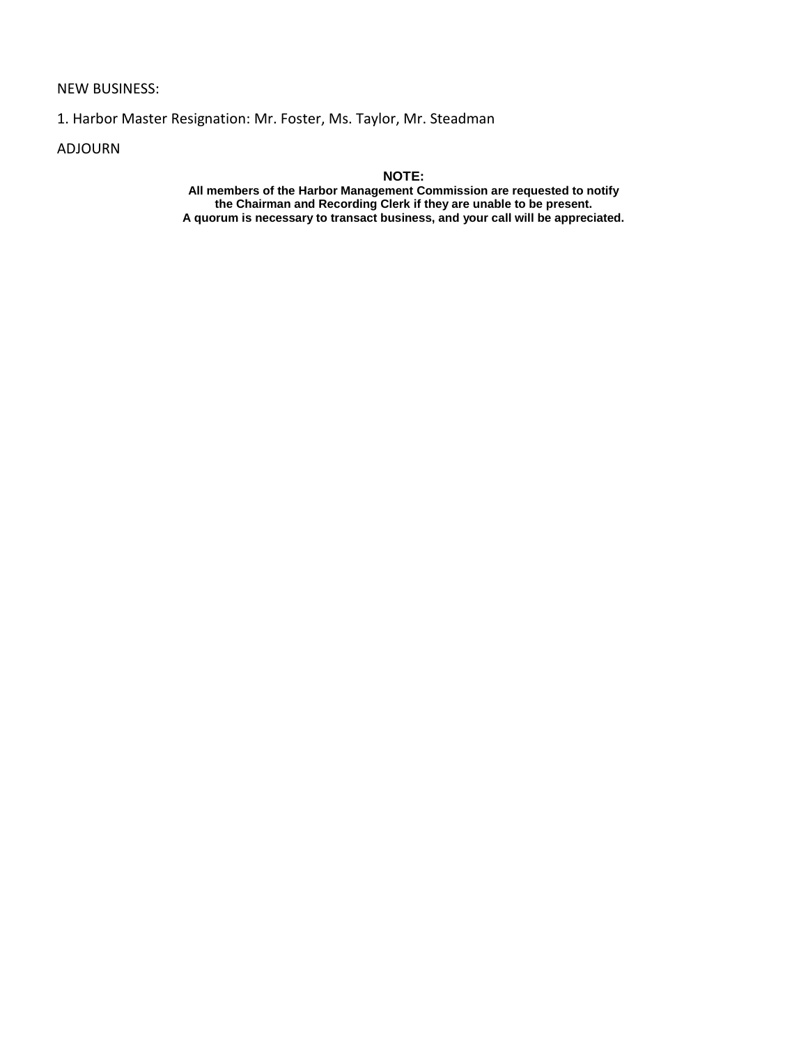NEW BUSINESS:

1. Harbor Master Resignation: Mr. Foster, Ms. Taylor, Mr. Steadman

ADJOURN

**NOTE:**

**All members of the Harbor Management Commission are requested to notify the Chairman and Recording Clerk if they are unable to be present. A quorum is necessary to transact business, and your call will be appreciated.**